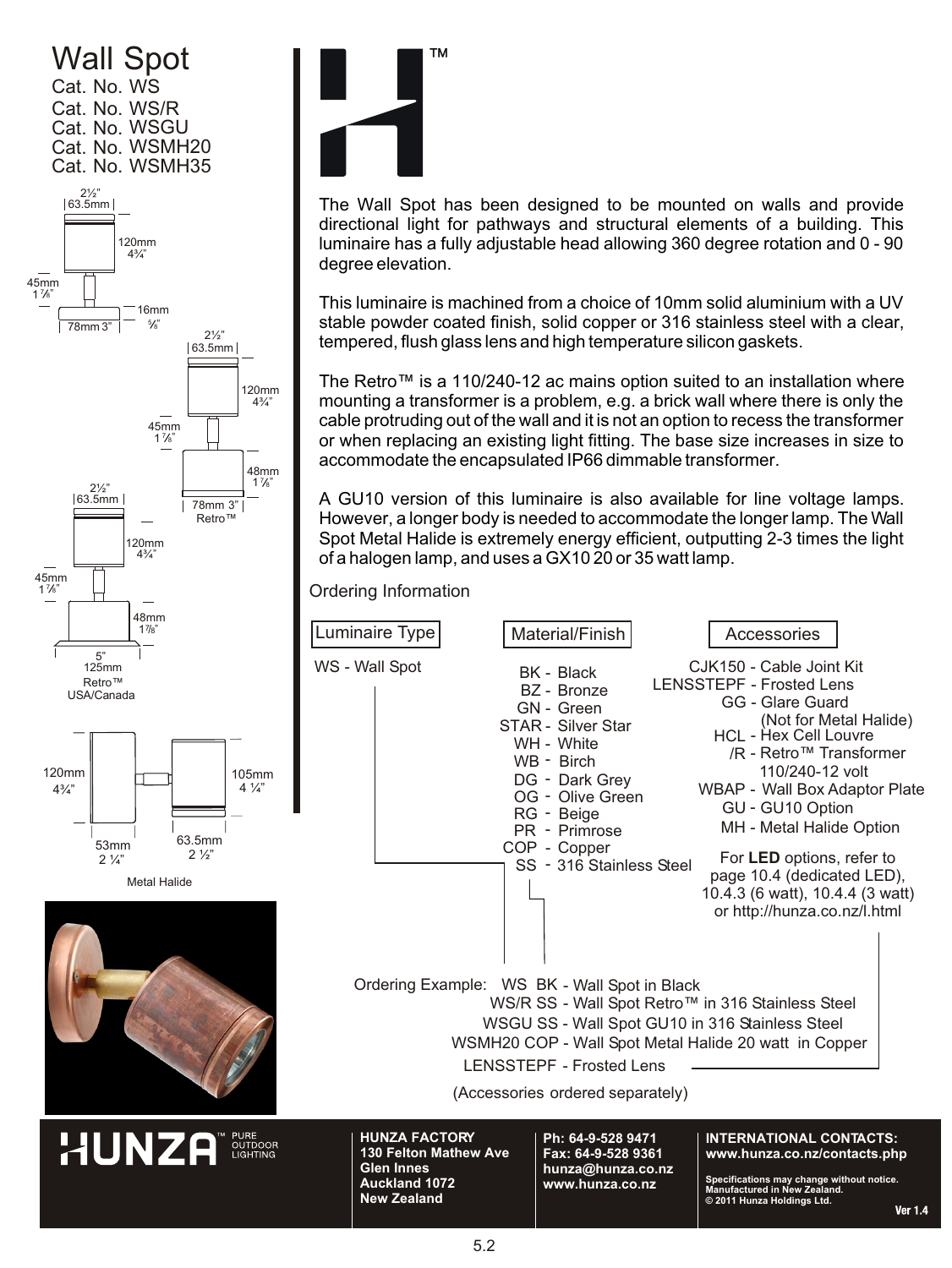# Wall Spot

Cat. No. WS
Cat. No. WS/R
Cat. No. WSGU
Cat. No. WSMH20
Cat. No. WSMH35

The Wall Spot has been designed to be mounted on walls and provide directional light for pathways and structural elements of a building. This luminaire has a fully adjustable head allowing 360 degree rotation and 0 - 90 degree elevation.

This luminaire is machined from a choice of 10mm solid aluminium with a UV stable powder coated finish, solid copper or 316 stainless steel with a clear, tempered, flush glass lens and high temperature silicon gaskets.

The Retro™ is a 110/240-12 ac mains option suited to an installation where mounting a transformer is a problem, e.g. a brick wall where there is only the cable protruding out of the wall and it is not an option to recess the transformer or when replacing an existing light fitting. The base size increases in size to accommodate the encapsulated IP66 dimmable transformer.

A GU10 version of this luminaire is also available for line voltage lamps. However, a longer body is needed to accommodate the longer lamp. The Wall Spot Metal Halide is extremely energy efficient, outputting 2-3 times the light of a halogen lamp, and uses a GX10 20 or 35 watt lamp.

## Ordering Information

**Luminaire Type**

- WS - Wall Spot

**Material/Finish**

- BK - Black
- BZ - Bronze
- GN - Green
- STAR - Silver Star
- WH - White
- WB - Birch
- DG - Dark Grey
- OG - Olive Green
- RG - Beige
- PR - Primrose
- COP - Copper
- SS - 316 Stainless Steel

**Accessories**

- CJK150 - Cable Joint Kit
- LENSSTEPF - Frosted Lens
- GG - Glare Guard (Not for Metal Halide)
- HCL - Hex Cell Louvre
- /R - Retro™ Transformer 110/240-12 volt
- WBAP - Wall Box Adaptor Plate
- GU - GU10 Option
- MH - Metal Halide Option

For **LED** options, refer to page 10.4 (dedicated LED), 10.4.3 (6 watt), 10.4.4 (3 watt) or http://hunza.co.nz/l.html

Ordering Example:
- WS BK - Wall Spot in Black
- WS/R SS - Wall Spot Retro™ in 316 Stainless Steel
- WSGU SS - Wall Spot GU10 in 316 Stainless Steel
- WSMH20 COP - Wall Spot Metal Halide 20 watt in Copper
- LENSSTEPF - Frosted Lens

(Accessories ordered separately)

Dimensions:
- Wall Spot: 2½" 63.5mm; 120mm 4¾"; 45mm 1⅞"; 16mm ⅝"; 78mm 3"
- Retro™: 2½" 63.5mm; 120mm 4¾"; 45mm 1⅞"; 48mm 1⅞"; 78mm 3"
- Retro™ USA/Canada: 2½" 63.5mm; 120mm 4¾"; 45mm 1⅞"; 48mm 1⅞"; 5" 125mm
- Metal Halide: 120mm 4¾"; 105mm 4 ¼"; 53mm 2 ¼"; 63.5mm 2 ½"

HUNZA™ PURE OUTDOOR LIGHTING

**HUNZA FACTORY**
**130 Felton Mathew Ave**
**Glen Innes**
**Auckland 1072**
**New Zealand**

**Ph: 64-9-528 9471**
**Fax: 64-9-528 9361**
**hunza@hunza.co.nz**
**www.hunza.co.nz**

**INTERNATIONAL CONTACTS:**
**www.hunza.co.nz/contacts.php**

**Specifications may change without notice.**
**Manufactured in New Zealand.**
**© 2011 Hunza Holdings Ltd.**

**Ver 1.4**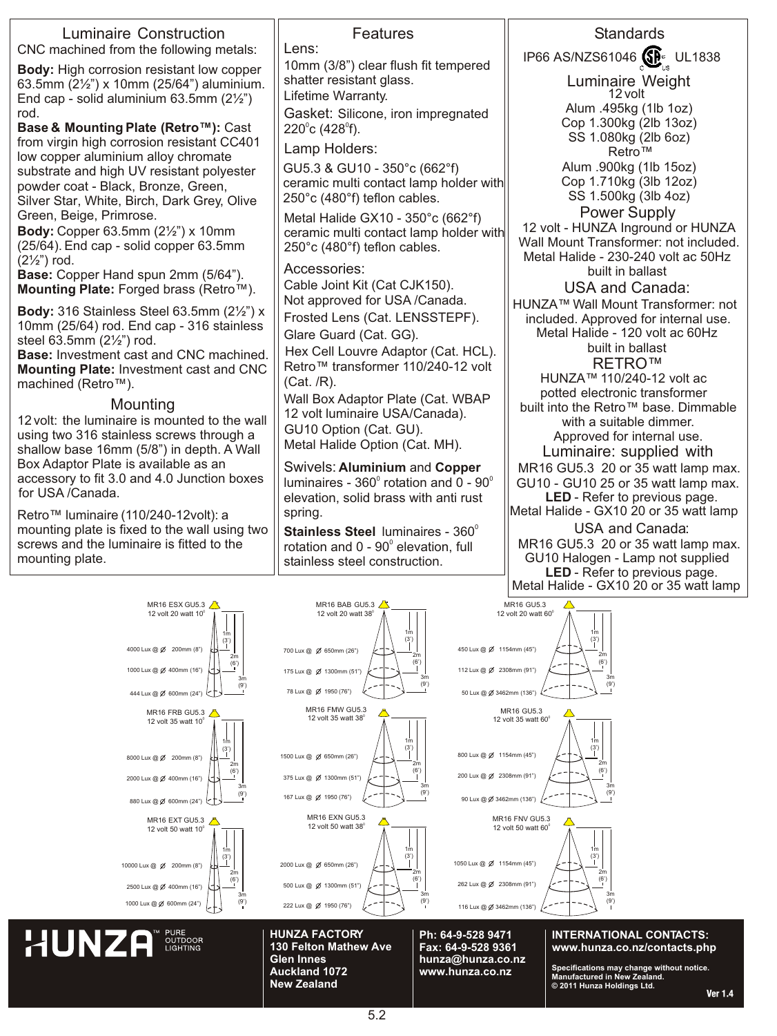## Luminaire Construction

CNC machined from the following metals:

**Body:** High corrosion resistant low copper 63.5mm (2½") x 10mm (25/64") aluminium. End cap - solid aluminium 63.5mm (2½") rod.

**Base & Mounting Plate (Retro™):** Cast from virgin high corrosion resistant CC401 low copper aluminium alloy chromate substrate and high UV resistant polyester powder coat - Black, Bronze, Green, Silver Star, White, Birch, Dark Grey, Olive Green, Beige, Primrose.

**Body:** Copper 63.5mm (2½") x 10mm (25/64). End cap - solid copper 63.5mm (2½") rod.

**Base:** Copper Hand spun 2mm (5/64").

**Mounting Plate:** Forged brass (Retro™).

**Body:** 316 Stainless Steel 63.5mm (2½") x 10mm (25/64) rod. End cap - 316 stainless steel 63.5mm (2½") rod.

**Base:** Investment cast and CNC machined.

**Mounting Plate:** Investment cast and CNC machined (Retro™).

## Mounting

12 volt: the luminaire is mounted to the wall using two 316 stainless screws through a shallow base 16mm (5/8") in depth. A Wall Box Adaptor Plate is available as an accessory to fit 3.0 and 4.0 Junction boxes for USA /Canada.

Retro™ luminaire (110/240-12volt): a mounting plate is fixed to the wall using two screws and the luminaire is fitted to the mounting plate.

## Features

Lens:

10mm (3/8") clear flush fit tempered shatter resistant glass.

Lifetime Warranty.

Gasket: Silicone, iron impregnated 220°c (428°f).

Lamp Holders:

GU5.3 & GU10 - 350°c (662°f) ceramic multi contact lamp holder with 250°c (480°f) teflon cables.

Metal Halide GX10 - 350°c (662°f) ceramic multi contact lamp holder with 250°c (480°f) teflon cables.

Accessories:

Cable Joint Kit (Cat CJK150). Not approved for USA /Canada.

Frosted Lens (Cat. LENSSTEPF).

Glare Guard (Cat. GG).

Hex Cell Louvre Adaptor (Cat. HCL).

Retro™ transformer 110/240-12 volt (Cat. /R).

Wall Box Adaptor Plate (Cat. WBAP 12 volt luminaire USA/Canada).

GU10 Option (Cat. GU).

Metal Halide Option (Cat. MH).

Swivels: **Aluminium** and **Copper** luminaires - 360° rotation and 0 - 90° elevation, solid brass with anti rust spring.

**Stainless Steel** luminaires - 360° rotation and 0 - 90° elevation, full stainless steel construction.

## Standards

IP66 AS/NZS61046 CSA UL1838

### Luminaire Weight

12 volt

Alum .495kg (1lb 1oz)

Cop 1.300kg (2lb 13oz)

SS 1.080kg (2lb 6oz)

Retro™

Alum .900kg (1lb 15oz)

Cop 1.710kg (3lb 12oz)

SS 1.500kg (3lb 4oz)

### Power Supply

12 volt - HUNZA Inground or HUNZA Wall Mount Transformer: not included.

Metal Halide - 230-240 volt ac 50Hz built in ballast

### USA and Canada:

HUNZA™ Wall Mount Transformer: not included. Approved for internal use.

Metal Halide - 120 volt ac 60Hz built in ballast

### RETRO™

HUNZA™ 110/240-12 volt ac potted electronic transformer built into the Retro™ base. Dimmable with a suitable dimmer. Approved for internal use.

### Luminaire: supplied with

MR16 GU5.3 20 or 35 watt lamp max.

GU10 - GU10 25 or 35 watt lamp max.

**LED** - Refer to previous page.

Metal Halide - GX10 20 or 35 watt lamp

### USA and Canada:

MR16 GU5.3 20 or 35 watt lamp max.

GU10 Halogen - Lamp not supplied

**LED** - Refer to previous page.

Metal Halide - GX10 20 or 35 watt lamp

MR16 ESX GU5.3
12 volt 20 watt 10°
4000 Lux @ Ø 200mm (8")
1000 Lux @ Ø 400mm (16")
444 Lux @ Ø 600mm (24")
1m (3') 2m (6') 3m (9')

MR16 BAB GU5.3
12 volt 20 watt 38°
700 Lux @ Ø 650mm (26")
175 Lux @ Ø 1300mm (51")
78 Lux @ Ø 1950 (76")
1m (3') 2m (6') 3m (9')

MR16 GU5.3
12 volt 20 watt 60°
450 Lux @ Ø 1154mm (45")
112 Lux @ Ø 2308mm (91")
50 Lux @ Ø 3462mm (136")
1m (3') 2m (6') 3m (9')

MR16 FRB GU5.3
12 volt 35 watt 10°
8000 Lux @ Ø 200mm (8")
2000 Lux @ Ø 400mm (16")
880 Lux @ Ø 600mm (24")
1m (3') 2m (6') 3m (9')

MR16 FMW GU5.3
12 volt 35 watt 38°
1500 Lux @ Ø 650mm (26")
375 Lux @ Ø 1300mm (51")
167 Lux @ Ø 1950 (76")
1m (3') 2m (6') 3m (9')

MR16 GU5.3
12 volt 35 watt 60°
800 Lux @ Ø 1154mm (45")
200 Lux @ Ø 2308mm (91")
90 Lux @ Ø 3462mm (136")
1m (3') 2m (6') 3m (9')

MR16 EXT GU5.3
12 volt 50 watt 10°
10000 Lux @ Ø 200mm (8")
2500 Lux @ Ø 400mm (16")
1000 Lux @ Ø 600mm (24")
1m (3') 2m (6') 3m (9')

MR16 EXN GU5.3
12 volt 50 watt 38°
2000 Lux @ Ø 650mm (26")
500 Lux @ Ø 1300mm (51")
222 Lux @ Ø 1950 (76")
1m (3') 2m (6') 3m (9')

MR16 FNV GU5.3
12 volt 50 watt 60°
1050 Lux @ Ø 1154mm (45")
262 Lux @ Ø 2308mm (91")
116 Lux @ Ø 3462mm (136")
1m (3') 2m (6') 3m (9')

HUNZA™ PURE OUTDOOR LIGHTING

**HUNZA FACTORY**
**130 Felton Mathew Ave**
**Glen Innes**
**Auckland 1072**
**New Zealand**

**Ph: 64-9-528 9471**
**Fax: 64-9-528 9361**
**hunza@hunza.co.nz**
**www.hunza.co.nz**

**INTERNATIONAL CONTACTS:**
**www.hunza.co.nz/contacts.php**

**Specifications may change without notice.**
**Manufactured in New Zealand.**
**© 2011 Hunza Holdings Ltd.**

Ver 1.4